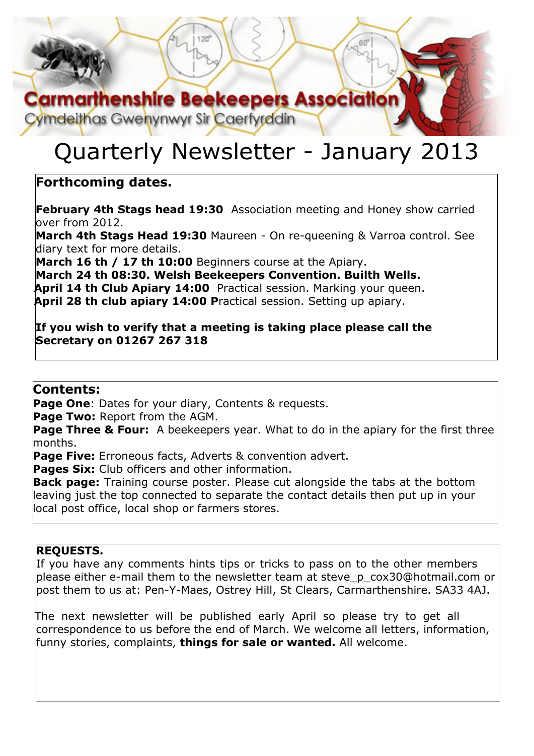# Carmarthenshire Beekeepers Association

Cymdeithas Gwenynwyr Sir Caerfyrddin

# Quarterly Newsletter - January 2013

## Forthcoming dates.

**February 4th Stags head 19:30** Association meeting and Honey show carried over from 2012.
**March 4th Stags Head 19:30** Maureen - On re-queening & Varroa control. See diary text for more details.
**March 16 th / 17 th 10:00** Beginners course at the Apiary.
**March 24 th 08:30. Welsh Beekeepers Convention. Builth Wells.**
**April 14 th Club Apiary 14:00** Practical session. Marking your queen.
**April 28 th club apiary 14:00 P**ractical session. Setting up apiary.

**If you wish to verify that a meeting is taking place please call the Secretary on 01267 267 318**

## Contents:

**Page One**: Dates for your diary, Contents & requests.
**Page Two:** Report from the AGM.
**Page Three & Four:** A beekeepers year. What to do in the apiary for the first three months.
**Page Five:** Erroneous facts, Adverts & convention advert.
**Pages Six:** Club officers and other information.
**Back page:** Training course poster. Please cut alongside the tabs at the bottom leaving just the top connected to separate the contact details then put up in your local post office, local shop or farmers stores.

## REQUESTS.

If you have any comments hints tips or tricks to pass on to the other members please either e-mail them to the newsletter team at steve_p_cox30@hotmail.com or post them to us at: Pen-Y-Maes, Ostrey Hill, St Clears, Carmarthenshire. SA33 4AJ.

The next newsletter will be published early April so please try to get all correspondence to us before the end of March. We welcome all letters, information, funny stories, complaints, **things for sale or wanted.** All welcome.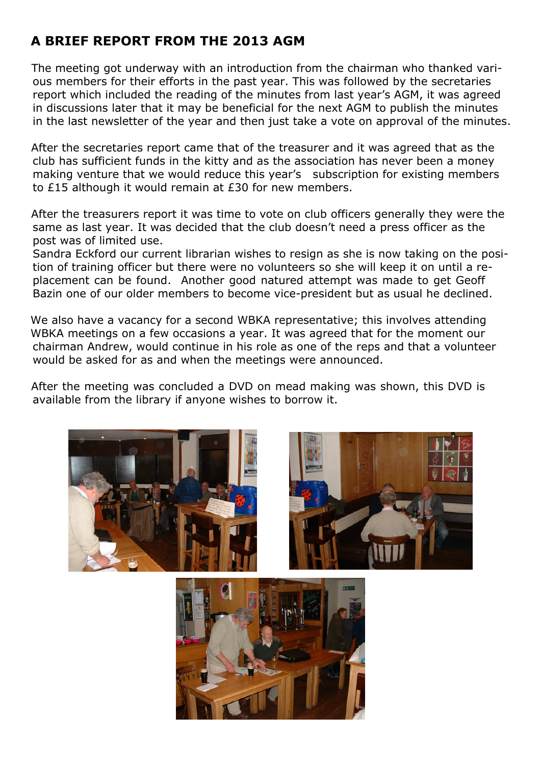## A BRIEF REPORT FROM THE 2013 AGM

The meeting got underway with an introduction from the chairman who thanked various members for their efforts in the past year. This was followed by the secretaries report which included the reading of the minutes from last year's AGM, it was agreed in discussions later that it may be beneficial for the next AGM to publish the minutes in the last newsletter of the year and then just take a vote on approval of the minutes.

After the secretaries report came that of the treasurer and it was agreed that as the club has sufficient funds in the kitty and as the association has never been a money making venture that we would reduce this year's subscription for existing members to £15 although it would remain at £30 for new members.

After the treasurers report it was time to vote on club officers generally they were the same as last year. It was decided that the club doesn't need a press officer as the post was of limited use.
Sandra Eckford our current librarian wishes to resign as she is now taking on the position of training officer but there were no volunteers so she will keep it on until a replacement can be found. Another good natured attempt was made to get Geoff Bazin one of our older members to become vice-president but as usual he declined.

We also have a vacancy for a second WBKA representative; this involves attending WBKA meetings on a few occasions a year. It was agreed that for the moment our chairman Andrew, would continue in his role as one of the reps and that a volunteer would be asked for as and when the meetings were announced.

After the meeting was concluded a DVD on mead making was shown, this DVD is available from the library if anyone wishes to borrow it.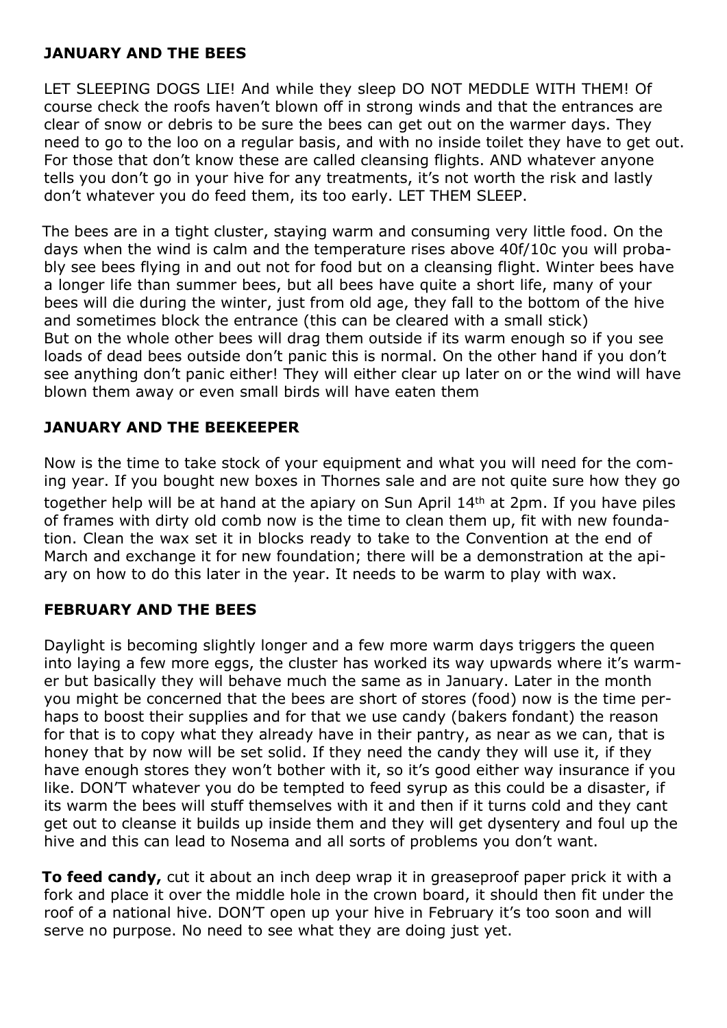**JANUARY AND THE BEES**

LET SLEEPING DOGS LIE! And while they sleep DO NOT MEDDLE WITH THEM! Of course check the roofs haven't blown off in strong winds and that the entrances are clear of snow or debris to be sure the bees can get out on the warmer days. They need to go to the loo on a regular basis, and with no inside toilet they have to get out. For those that don't know these are called cleansing flights. AND whatever anyone tells you don't go in your hive for any treatments, it's not worth the risk and lastly don't whatever you do feed them, its too early. LET THEM SLEEP.

The bees are in a tight cluster, staying warm and consuming very little food. On the days when the wind is calm and the temperature rises above 40f/10c you will probably see bees flying in and out not for food but on a cleansing flight. Winter bees have a longer life than summer bees, but all bees have quite a short life, many of your bees will die during the winter, just from old age, they fall to the bottom of the hive and sometimes block the entrance (this can be cleared with a small stick)
But on the whole other bees will drag them outside if its warm enough so if you see loads of dead bees outside don't panic this is normal. On the other hand if you don't see anything don't panic either! They will either clear up later on or the wind will have blown them away or even small birds will have eaten them

**JANUARY AND THE BEEKEEPER**

Now is the time to take stock of your equipment and what you will need for the coming year. If you bought new boxes in Thornes sale and are not quite sure how they go together help will be at hand at the apiary on Sun April 14th at 2pm. If you have piles of frames with dirty old comb now is the time to clean them up, fit with new foundation. Clean the wax set it in blocks ready to take to the Convention at the end of March and exchange it for new foundation; there will be a demonstration at the apiary on how to do this later in the year. It needs to be warm to play with wax.

**FEBRUARY AND THE BEES**

Daylight is becoming slightly longer and a few more warm days triggers the queen into laying a few more eggs, the cluster has worked its way upwards where it's warmer but basically they will behave much the same as in January. Later in the month you might be concerned that the bees are short of stores (food) now is the time perhaps to boost their supplies and for that we use candy (bakers fondant) the reason for that is to copy what they already have in their pantry, as near as we can, that is honey that by now will be set solid. If they need the candy they will use it, if they have enough stores they won't bother with it, so it's good either way insurance if you like. DON'T whatever you do be tempted to feed syrup as this could be a disaster, if its warm the bees will stuff themselves with it and then if it turns cold and they cant get out to cleanse it builds up inside them and they will get dysentery and foul up the hive and this can lead to Nosema and all sorts of problems you don't want.

**To feed candy,** cut it about an inch deep wrap it in greaseproof paper prick it with a fork and place it over the middle hole in the crown board, it should then fit under the roof of a national hive. DON'T open up your hive in February it's too soon and will serve no purpose. No need to see what they are doing just yet.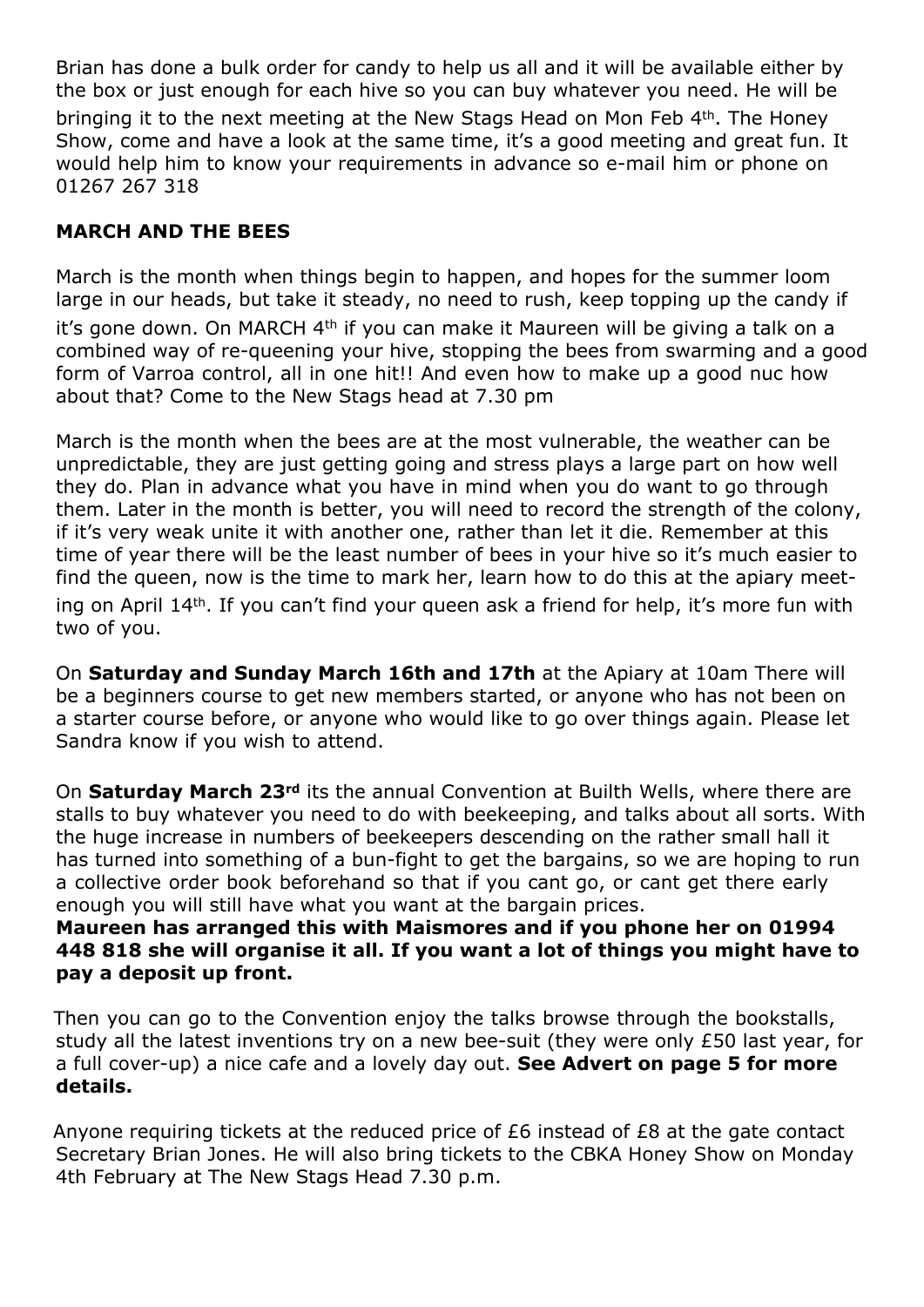Brian has done a bulk order for candy to help us all and it will be available either by the box or just enough for each hive so you can buy whatever you need. He will be bringing it to the next meeting at the New Stags Head on Mon Feb 4th. The Honey Show, come and have a look at the same time, it's a good meeting and great fun. It would help him to know your requirements in advance so e-mail him or phone on 01267 267 318

**MARCH AND THE BEES**

March is the month when things begin to happen, and hopes for the summer loom large in our heads, but take it steady, no need to rush, keep topping up the candy if it's gone down. On MARCH 4th if you can make it Maureen will be giving a talk on a combined way of re-queening your hive, stopping the bees from swarming and a good form of Varroa control, all in one hit!! And even how to make up a good nuc how about that? Come to the New Stags head at 7.30 pm

March is the month when the bees are at the most vulnerable, the weather can be unpredictable, they are just getting going and stress plays a large part on how well they do. Plan in advance what you have in mind when you do want to go through them. Later in the month is better, you will need to record the strength of the colony, if it's very weak unite it with another one, rather than let it die. Remember at this time of year there will be the least number of bees in your hive so it's much easier to find the queen, now is the time to mark her, learn how to do this at the apiary meeting on April 14th. If you can't find your queen ask a friend for help, it's more fun with two of you.

On **Saturday and Sunday March 16th and 17th** at the Apiary at 10am There will be a beginners course to get new members started, or anyone who has not been on a starter course before, or anyone who would like to go over things again. Please let Sandra know if you wish to attend.

On **Saturday March 23rd** its the annual Convention at Builth Wells, where there are stalls to buy whatever you need to do with beekeeping, and talks about all sorts. With the huge increase in numbers of beekeepers descending on the rather small hall it has turned into something of a bun-fight to get the bargains, so we are hoping to run a collective order book beforehand so that if you cant go, or cant get there early enough you will still have what you want at the bargain prices.
**Maureen has arranged this with Maismores and if you phone her on 01994 448 818 she will organise it all. If you want a lot of things you might have to pay a deposit up front.**

Then you can go to the Convention enjoy the talks browse through the bookstalls, study all the latest inventions try on a new bee-suit (they were only £50 last year, for a full cover-up) a nice cafe and a lovely day out. **See Advert on page 5 for more details.**

Anyone requiring tickets at the reduced price of £6 instead of £8 at the gate contact Secretary Brian Jones. He will also bring tickets to the CBKA Honey Show on Monday 4th February at The New Stags Head 7.30 p.m.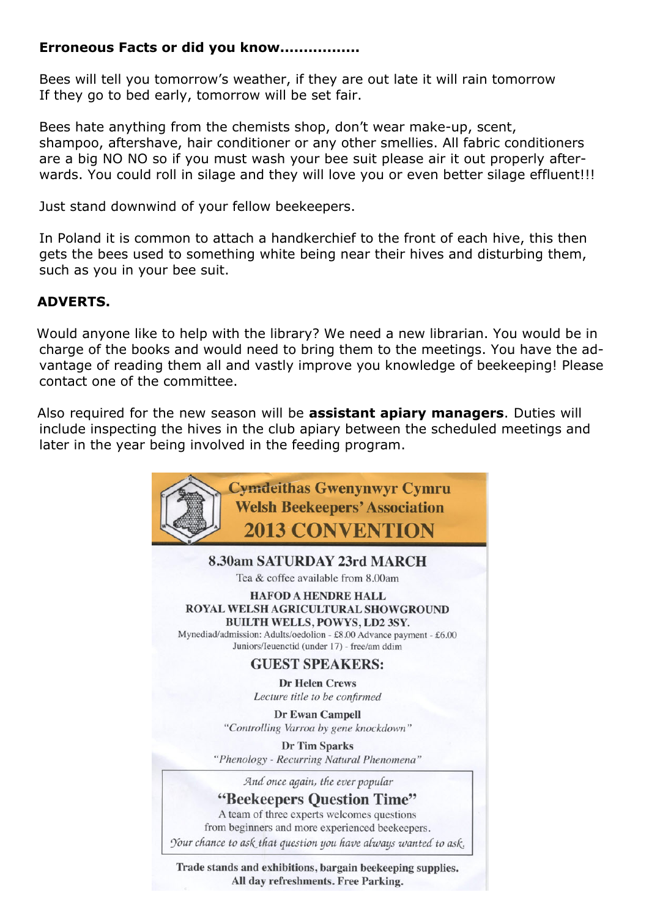**Erroneous Facts or did you know................**

Bees will tell you tomorrow's weather, if they are out late it will rain tomorrow
If they go to bed early, tomorrow will be set fair.

Bees hate anything from the chemists shop, don't wear make-up, scent, shampoo, aftershave, hair conditioner or any other smellies. All fabric conditioners are a big NO NO so if you must wash your bee suit please air it out properly afterwards. You could roll in silage and they will love you or even better silage effluent!!!

Just stand downwind of your fellow beekeepers.

In Poland it is common to attach a handkerchief to the front of each hive, this then gets the bees used to something white being near their hives and disturbing them, such as you in your bee suit.

**ADVERTS.**

Would anyone like to help with the library? We need a new librarian. You would be in charge of the books and would need to bring them to the meetings. You have the advantage of reading them all and vastly improve you knowledge of beekeeping! Please contact one of the committee.

Also required for the new season will be **assistant apiary managers**. Duties will include inspecting the hives in the club apiary between the scheduled meetings and later in the year being involved in the feeding program.

**Cymdeithas Gwenynwyr Cymru**
**Welsh Beekeepers' Association**
## 2013 CONVENTION

**8.30am SATURDAY 23rd MARCH**

Tea & coffee available from 8.00am

**HAFOD A HENDRE HALL**
**ROYAL WELSH AGRICULTURAL SHOWGROUND**
**BUILTH WELLS, POWYS, LD2 3SY.**

Mynediad/admission: Adults/oedolion - £8.00 Advance payment - £6.00
Juniors/Ieuenctid (under 17) - free/am ddim

**GUEST SPEAKERS:**

**Dr Helen Crews**
*Lecture title to be confirmed*

**Dr Ewan Campell**
*"Controlling Varroa by gene knockdown"*

**Dr Tim Sparks**
*"Phenology - Recurring Natural Phenomena"*

*And once again, the ever popular*
**"Beekeepers Question Time"**
A team of three experts welcomes questions from beginners and more experienced beekeepers.
*Your chance to ask that question you have always wanted to ask.*

**Trade stands and exhibitions, bargain beekeeping supplies.**
**All day refreshments. Free Parking.**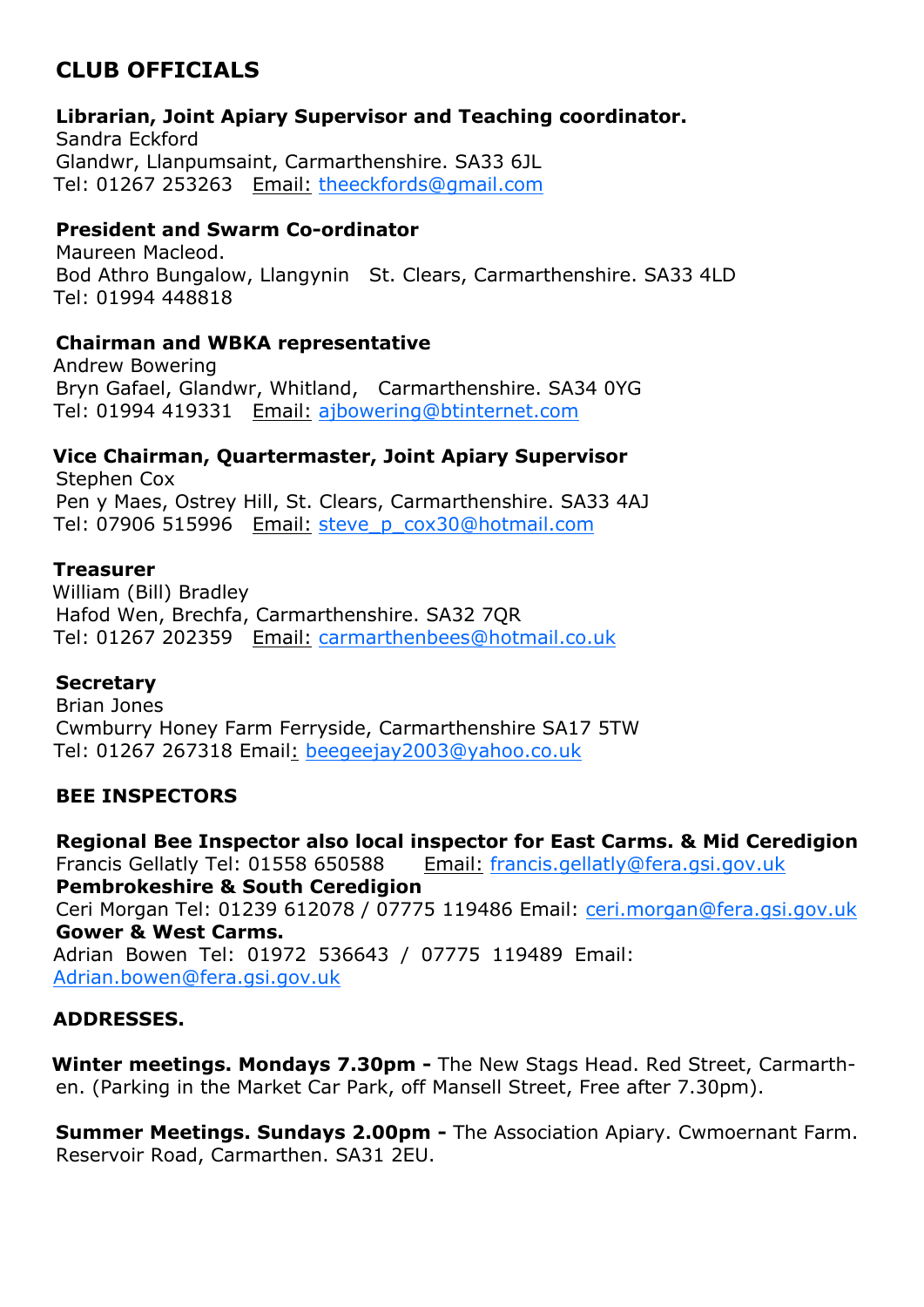## CLUB OFFICIALS

**Librarian, Joint Apiary Supervisor and Teaching coordinator.**
Sandra Eckford
Glandwr, Llanpumsaint, Carmarthenshire. SA33 6JL
Tel: 01267 253263 Email: theeckfords@gmail.com

**President and Swarm Co-ordinator**
Maureen Macleod.
Bod Athro Bungalow, Llangynin St. Clears, Carmarthenshire. SA33 4LD
Tel: 01994 448818

**Chairman and WBKA representative**
Andrew Bowering
Bryn Gafael, Glandwr, Whitland, Carmarthenshire. SA34 0YG
Tel: 01994 419331 Email: ajbowering@btinternet.com

**Vice Chairman, Quartermaster, Joint Apiary Supervisor**
Stephen Cox
Pen y Maes, Ostrey Hill, St. Clears, Carmarthenshire. SA33 4AJ
Tel: 07906 515996 Email: steve_p_cox30@hotmail.com

**Treasurer**
William (Bill) Bradley
Hafod Wen, Brechfa, Carmarthenshire. SA32 7QR
Tel: 01267 202359 Email: carmarthenbees@hotmail.co.uk

**Secretary**
Brian Jones
Cwmburry Honey Farm Ferryside, Carmarthenshire SA17 5TW
Tel: 01267 267318 Email: beegeejay2003@yahoo.co.uk

## BEE INSPECTORS

**Regional Bee Inspector also local inspector for East Carms. & Mid Ceredigion**
Francis Gellatly Tel: 01558 650588 Email: francis.gellatly@fera.gsi.gov.uk
**Pembrokeshire & South Ceredigion**
Ceri Morgan Tel: 01239 612078 / 07775 119486 Email: ceri.morgan@fera.gsi.gov.uk
**Gower & West Carms.**
Adrian Bowen Tel: 01972 536643 / 07775 119489 Email: Adrian.bowen@fera.gsi.gov.uk

## ADDRESSES.

**Winter meetings. Mondays 7.30pm -** The New Stags Head. Red Street, Carmarthen. (Parking in the Market Car Park, off Mansell Street, Free after 7.30pm).

**Summer Meetings. Sundays 2.00pm -** The Association Apiary. Cwmoernant Farm. Reservoir Road, Carmarthen. SA31 2EU.